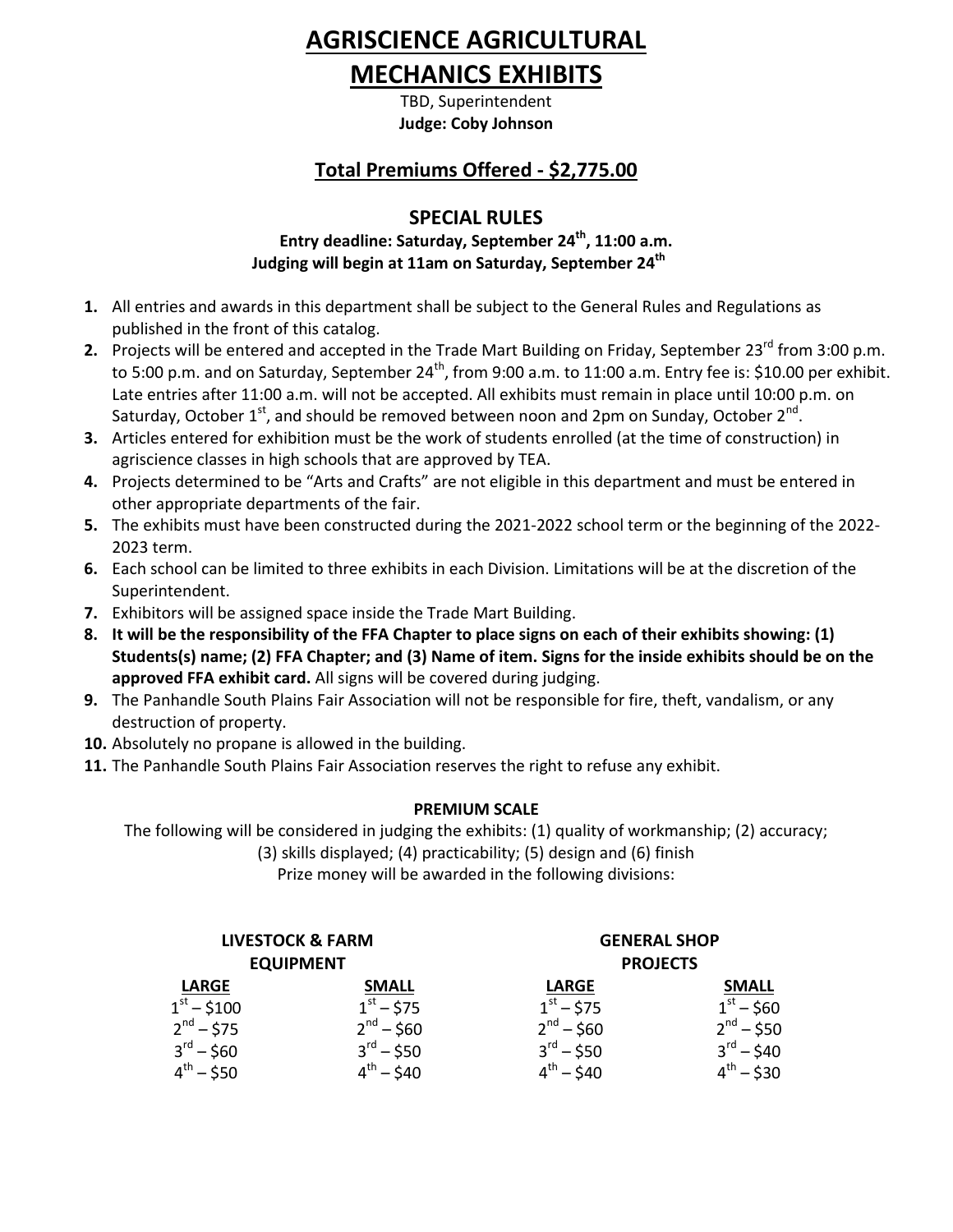# AGRISCIENCE AGRICULTURAL MECHANICS EXHIBITS

TBD, Superintendent
**Judge: Coby Johnson**

## Total Premiums Offered - $2,775.00

## SPECIAL RULES

**Entry deadline: Saturday, September 24th, 11:00 a.m.**
**Judging will begin at 11am on Saturday, September 24th**

1. All entries and awards in this department shall be subject to the General Rules and Regulations as published in the front of this catalog.
2. Projects will be entered and accepted in the Trade Mart Building on Friday, September 23rd from 3:00 p.m. to 5:00 p.m. and on Saturday, September 24th, from 9:00 a.m. to 11:00 a.m. Entry fee is: $10.00 per exhibit. Late entries after 11:00 a.m. will not be accepted. All exhibits must remain in place until 10:00 p.m. on Saturday, October 1st, and should be removed between noon and 2pm on Sunday, October 2nd.
3. Articles entered for exhibition must be the work of students enrolled (at the time of construction) in agriscience classes in high schools that are approved by TEA.
4. Projects determined to be "Arts and Crafts" are not eligible in this department and must be entered in other appropriate departments of the fair.
5. The exhibits must have been constructed during the 2021-2022 school term or the beginning of the 2022-2023 term.
6. Each school can be limited to three exhibits in each Division. Limitations will be at the discretion of the Superintendent.
7. Exhibitors will be assigned space inside the Trade Mart Building.
8. **It will be the responsibility of the FFA Chapter to place signs on each of their exhibits showing: (1) Students(s) name; (2) FFA Chapter; and (3) Name of item. Signs for the inside exhibits should be on the approved FFA exhibit card.** All signs will be covered during judging.
9. The Panhandle South Plains Fair Association will not be responsible for fire, theft, vandalism, or any destruction of property.
10. Absolutely no propane is allowed in the building.
11. The Panhandle South Plains Fair Association reserves the right to refuse any exhibit.

**PREMIUM SCALE**

The following will be considered in judging the exhibits: (1) quality of workmanship; (2) accuracy; (3) skills displayed; (4) practicability; (5) design and (6) finish

Prize money will be awarded in the following divisions:

| LIVESTOCK & FARM EQUIPMENT | | GENERAL SHOP PROJECTS | |
|---|---|---|---|
| **LARGE** | **SMALL** | **LARGE** | **SMALL** |
| 1st – $100 | 1st – $75 | 1st – $75 | 1st – $60 |
| 2nd – $75 | 2nd – $60 | 2nd – $60 | 2nd – $50 |
| 3rd – $60 | 3rd – $50 | 3rd – $50 | 3rd – $40 |
| 4th – $50 | 4th – $40 | 4th – $40 | 4th – $30 |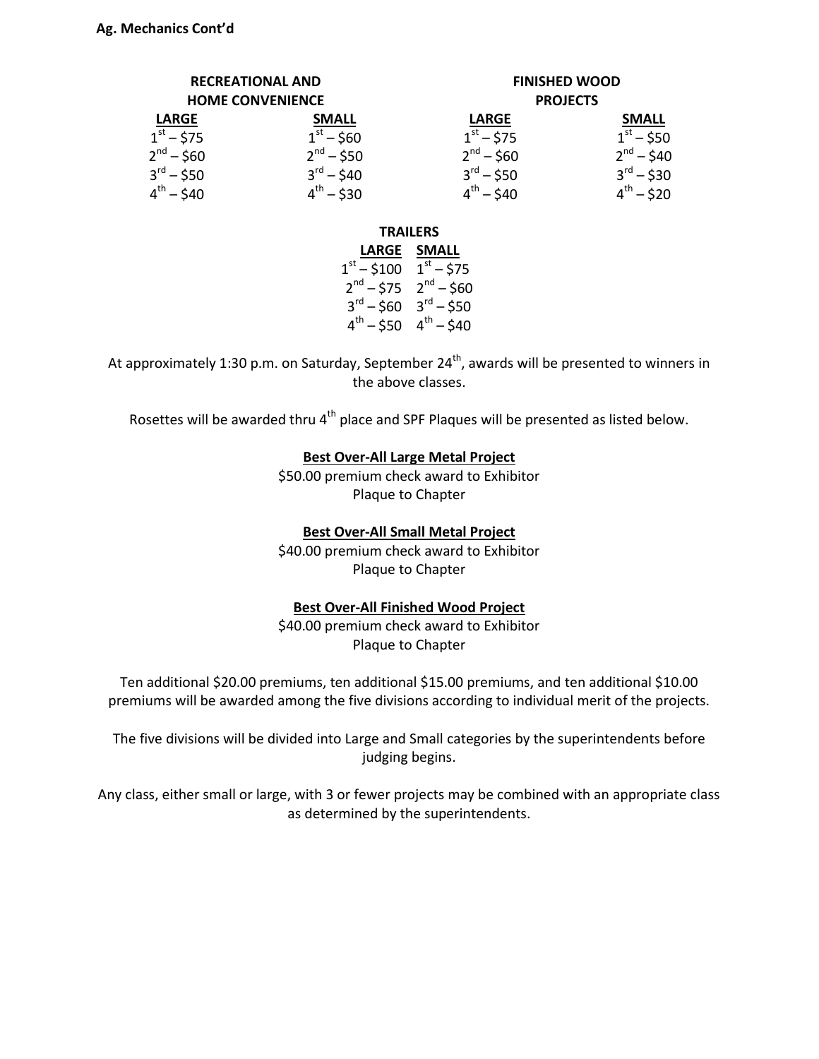**Ag. Mechanics Cont'd**

| RECREATIONAL AND HOME CONVENIENCE | | FINISHED WOOD PROJECTS | |
|---|---|---|---|
| **LARGE** | **SMALL** | **LARGE** | **SMALL** |
| 1st – $75 | 1st – $60 | 1st – $75 | 1st – $50 |
| 2nd – $60 | 2nd – $50 | 2nd – $60 | 2nd – $40 |
| 3rd – $50 | 3rd – $40 | 3rd – $50 | 3rd – $30 |
| 4th – $40 | 4th – $30 | 4th – $40 | 4th – $20 |

| TRAILERS | |
|---|---|
| **LARGE** | **SMALL** |
| 1st – $100 | 1st – $75 |
| 2nd – $75 | 2nd – $60 |
| 3rd – $60 | 3rd – $50 |
| 4th – $50 | 4th – $40 |

At approximately 1:30 p.m. on Saturday, September 24th, awards will be presented to winners in the above classes.

Rosettes will be awarded thru 4th place and SPF Plaques will be presented as listed below.

**Best Over-All Large Metal Project**
$50.00 premium check award to Exhibitor
Plaque to Chapter

**Best Over-All Small Metal Project**
$40.00 premium check award to Exhibitor
Plaque to Chapter

**Best Over-All Finished Wood Project**
$40.00 premium check award to Exhibitor
Plaque to Chapter

Ten additional $20.00 premiums, ten additional $15.00 premiums, and ten additional $10.00 premiums will be awarded among the five divisions according to individual merit of the projects.

The five divisions will be divided into Large and Small categories by the superintendents before judging begins.

Any class, either small or large, with 3 or fewer projects may be combined with an appropriate class as determined by the superintendents.